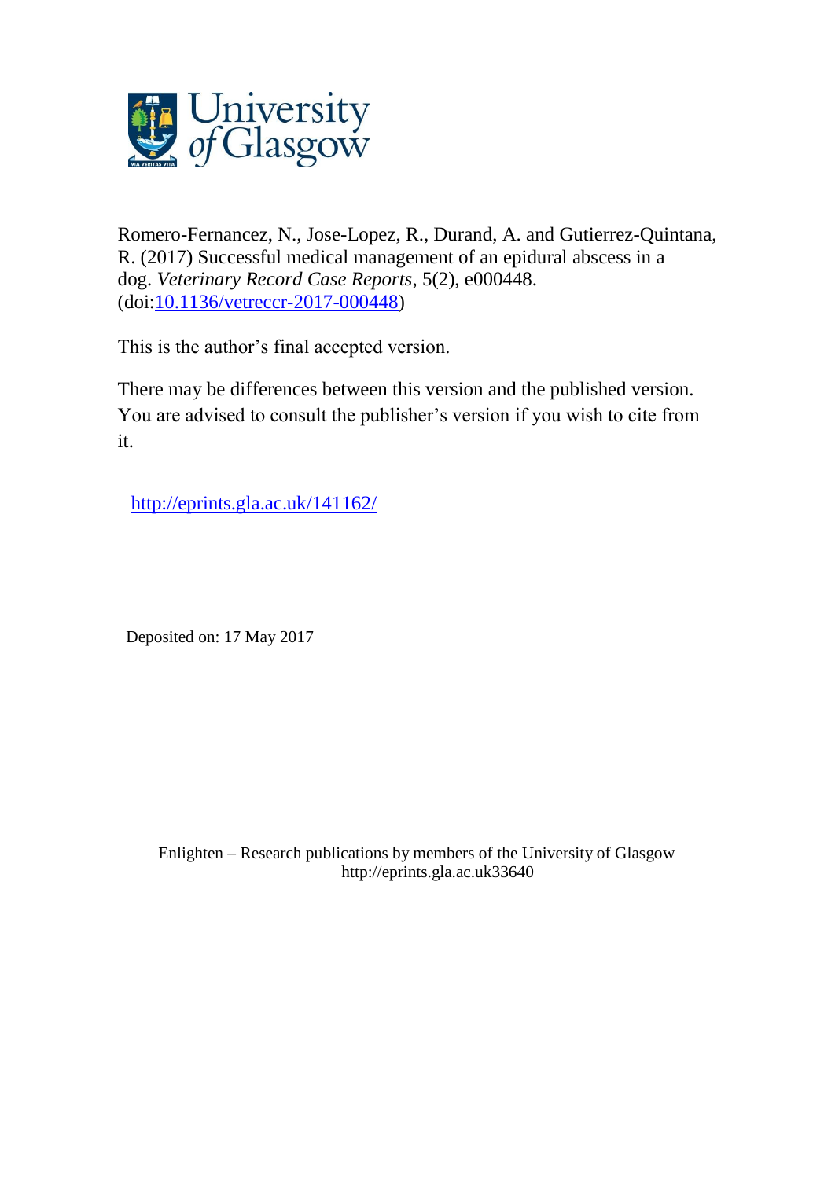Romero-Fernancez, N., Jose-Lopez, R., Durand, A. and Gutierrez-Quintana, R. (2017) Successful medical management of an epidural abscess in a dog. *Veterinary Record Case Reports*, 5(2), e000448. (doi:[10.1136/vetreccr-2017-000448](http://dx.doi.org/10.1136/vetreccr-2017-000448))

This is the author's final accepted version.

There may be differences between this version and the published version. You are advised to consult the publisher's version if you wish to cite from it.

[http://eprints.gla.ac.uk/141162/](http://eprints.gla.ac.uk/141162/)

Deposited on: 17 May 2017

Enlighten – Research publications by members of the University of Glasgow
http://eprints.gla.ac.uk33640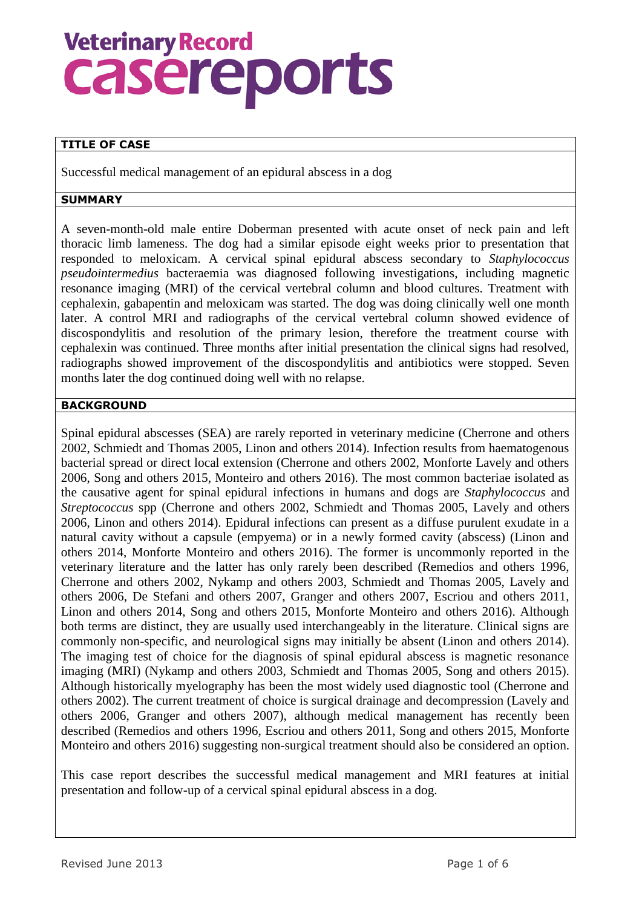# Veterinary Record case reports

## TITLE OF CASE

Successful medical management of an epidural abscess in a dog

## SUMMARY

A seven-month-old male entire Doberman presented with acute onset of neck pain and left thoracic limb lameness. The dog had a similar episode eight weeks prior to presentation that responded to meloxicam. A cervical spinal epidural abscess secondary to *Staphylococcus pseudointermedius* bacteraemia was diagnosed following investigations, including magnetic resonance imaging (MRI) of the cervical vertebral column and blood cultures. Treatment with cephalexin, gabapentin and meloxicam was started. The dog was doing clinically well one month later. A control MRI and radiographs of the cervical vertebral column showed evidence of discospondylitis and resolution of the primary lesion, therefore the treatment course with cephalexin was continued. Three months after initial presentation the clinical signs had resolved, radiographs showed improvement of the discospondylitis and antibiotics were stopped. Seven months later the dog continued doing well with no relapse.

## BACKGROUND

Spinal epidural abscesses (SEA) are rarely reported in veterinary medicine (Cherrone and others 2002, Schmiedt and Thomas 2005, Linon and others 2014). Infection results from haematogenous bacterial spread or direct local extension (Cherrone and others 2002, Monforte Lavely and others 2006, Song and others 2015, Monteiro and others 2016). The most common bacteriae isolated as the causative agent for spinal epidural infections in humans and dogs are *Staphylococcus* and *Streptococcus* spp (Cherrone and others 2002, Schmiedt and Thomas 2005, Lavely and others 2006, Linon and others 2014). Epidural infections can present as a diffuse purulent exudate in a natural cavity without a capsule (empyema) or in a newly formed cavity (abscess) (Linon and others 2014, Monforte Monteiro and others 2016). The former is uncommonly reported in the veterinary literature and the latter has only rarely been described (Remedios and others 1996, Cherrone and others 2002, Nykamp and others 2003, Schmiedt and Thomas 2005, Lavely and others 2006, De Stefani and others 2007, Granger and others 2007, Escriou and others 2011, Linon and others 2014, Song and others 2015, Monforte Monteiro and others 2016). Although both terms are distinct, they are usually used interchangeably in the literature. Clinical signs are commonly non-specific, and neurological signs may initially be absent (Linon and others 2014). The imaging test of choice for the diagnosis of spinal epidural abscess is magnetic resonance imaging (MRI) (Nykamp and others 2003, Schmiedt and Thomas 2005, Song and others 2015). Although historically myelography has been the most widely used diagnostic tool (Cherrone and others 2002). The current treatment of choice is surgical drainage and decompression (Lavely and others 2006, Granger and others 2007), although medical management has recently been described (Remedios and others 1996, Escriou and others 2011, Song and others 2015, Monforte Monteiro and others 2016) suggesting non-surgical treatment should also be considered an option.

This case report describes the successful medical management and MRI features at initial presentation and follow-up of a cervical spinal epidural abscess in a dog.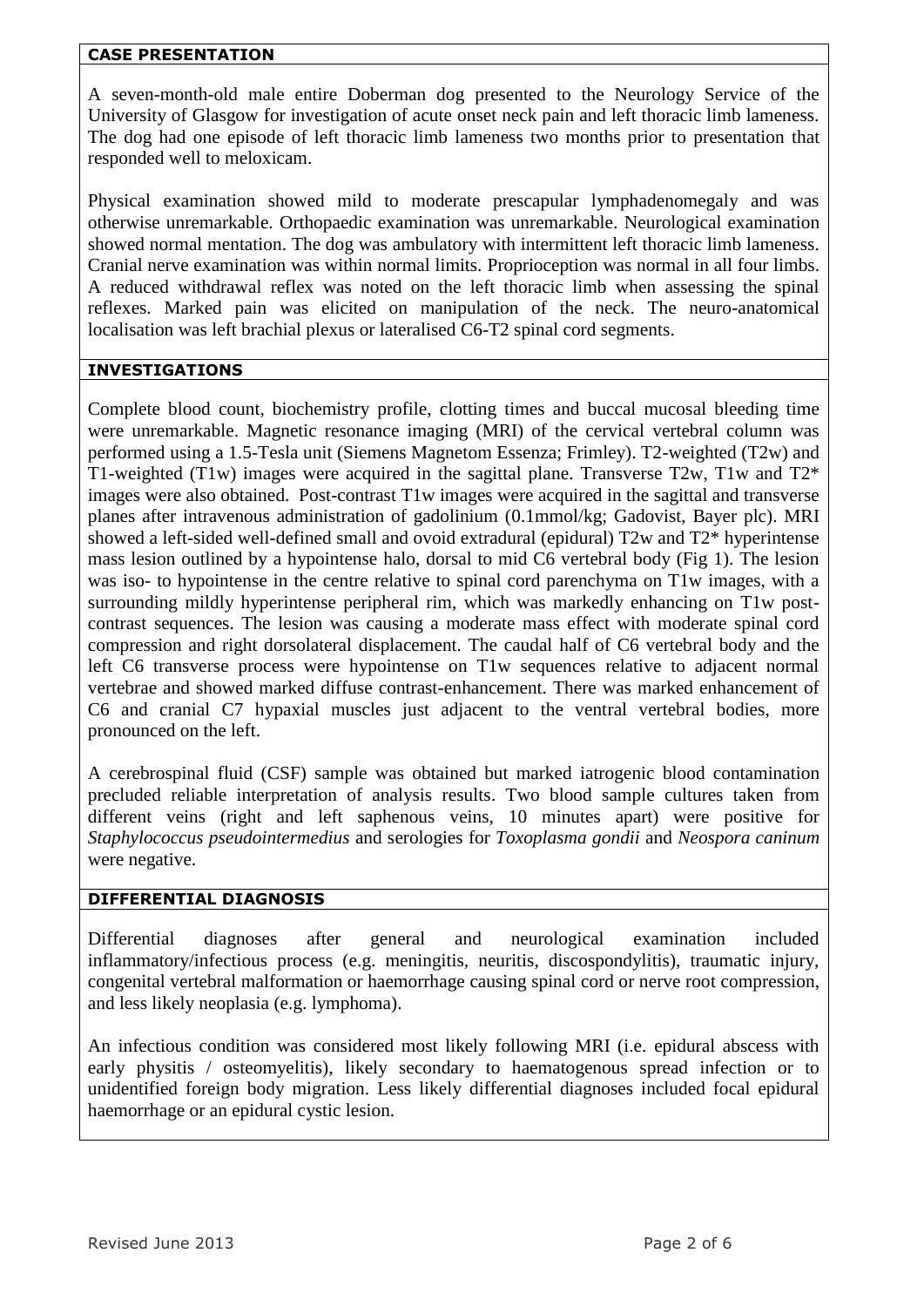## CASE PRESENTATION

A seven-month-old male entire Doberman dog presented to the Neurology Service of the University of Glasgow for investigation of acute onset neck pain and left thoracic limb lameness. The dog had one episode of left thoracic limb lameness two months prior to presentation that responded well to meloxicam.

Physical examination showed mild to moderate prescapular lymphadenomegaly and was otherwise unremarkable. Orthopaedic examination was unremarkable. Neurological examination showed normal mentation. The dog was ambulatory with intermittent left thoracic limb lameness. Cranial nerve examination was within normal limits. Proprioception was normal in all four limbs. A reduced withdrawal reflex was noted on the left thoracic limb when assessing the spinal reflexes. Marked pain was elicited on manipulation of the neck. The neuro-anatomical localisation was left brachial plexus or lateralised C6-T2 spinal cord segments.

## INVESTIGATIONS

Complete blood count, biochemistry profile, clotting times and buccal mucosal bleeding time were unremarkable. Magnetic resonance imaging (MRI) of the cervical vertebral column was performed using a 1.5-Tesla unit (Siemens Magnetom Essenza; Frimley). T2-weighted (T2w) and T1-weighted (T1w) images were acquired in the sagittal plane. Transverse T2w, T1w and T2* images were also obtained. Post-contrast T1w images were acquired in the sagittal and transverse planes after intravenous administration of gadolinium (0.1mmol/kg; Gadovist, Bayer plc). MRI showed a left-sided well-defined small and ovoid extradural (epidural) T2w and T2* hyperintense mass lesion outlined by a hypointense halo, dorsal to mid C6 vertebral body (Fig 1). The lesion was iso- to hypointense in the centre relative to spinal cord parenchyma on T1w images, with a surrounding mildly hyperintense peripheral rim, which was markedly enhancing on T1w post-contrast sequences. The lesion was causing a moderate mass effect with moderate spinal cord compression and right dorsolateral displacement. The caudal half of C6 vertebral body and the left C6 transverse process were hypointense on T1w sequences relative to adjacent normal vertebrae and showed marked diffuse contrast-enhancement. There was marked enhancement of C6 and cranial C7 hypaxial muscles just adjacent to the ventral vertebral bodies, more pronounced on the left.

A cerebrospinal fluid (CSF) sample was obtained but marked iatrogenic blood contamination precluded reliable interpretation of analysis results. Two blood sample cultures taken from different veins (right and left saphenous veins, 10 minutes apart) were positive for *Staphylococcus pseudointermedius* and serologies for *Toxoplasma gondii* and *Neospora caninum* were negative.

## DIFFERENTIAL DIAGNOSIS

Differential diagnoses after general and neurological examination included inflammatory/infectious process (e.g. meningitis, neuritis, discospondylitis), traumatic injury, congenital vertebral malformation or haemorrhage causing spinal cord or nerve root compression, and less likely neoplasia (e.g. lymphoma).

An infectious condition was considered most likely following MRI (i.e. epidural abscess with early physitis / osteomyelitis), likely secondary to haematogenous spread infection or to unidentified foreign body migration. Less likely differential diagnoses included focal epidural haemorrhage or an epidural cystic lesion.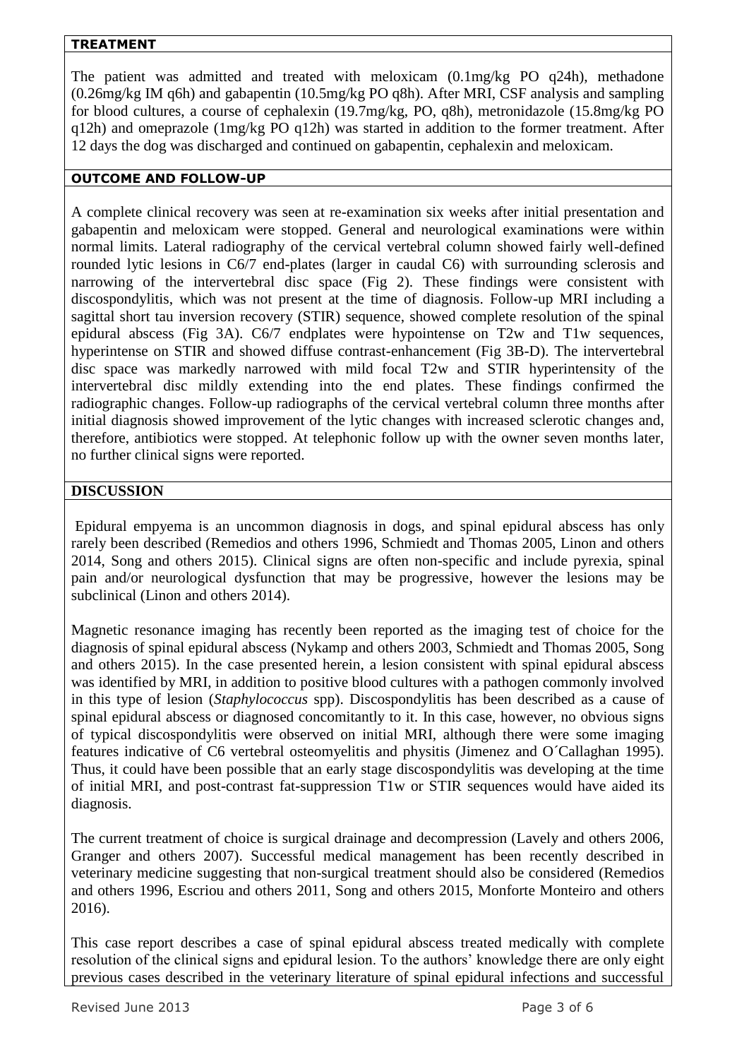## TREATMENT

The patient was admitted and treated with meloxicam (0.1mg/kg PO q24h), methadone (0.26mg/kg IM q6h) and gabapentin (10.5mg/kg PO q8h). After MRI, CSF analysis and sampling for blood cultures, a course of cephalexin (19.7mg/kg, PO, q8h), metronidazole (15.8mg/kg PO q12h) and omeprazole (1mg/kg PO q12h) was started in addition to the former treatment. After 12 days the dog was discharged and continued on gabapentin, cephalexin and meloxicam.

## OUTCOME AND FOLLOW-UP

A complete clinical recovery was seen at re-examination six weeks after initial presentation and gabapentin and meloxicam were stopped. General and neurological examinations were within normal limits. Lateral radiography of the cervical vertebral column showed fairly well-defined rounded lytic lesions in C6/7 end-plates (larger in caudal C6) with surrounding sclerosis and narrowing of the intervertebral disc space (Fig 2). These findings were consistent with discospondylitis, which was not present at the time of diagnosis. Follow-up MRI including a sagittal short tau inversion recovery (STIR) sequence, showed complete resolution of the spinal epidural abscess (Fig 3A). C6/7 endplates were hypointense on T2w and T1w sequences, hyperintense on STIR and showed diffuse contrast-enhancement (Fig 3B-D). The intervertebral disc space was markedly narrowed with mild focal T2w and STIR hyperintensity of the intervertebral disc mildly extending into the end plates. These findings confirmed the radiographic changes. Follow-up radiographs of the cervical vertebral column three months after initial diagnosis showed improvement of the lytic changes with increased sclerotic changes and, therefore, antibiotics were stopped. At telephonic follow up with the owner seven months later, no further clinical signs were reported.

## DISCUSSION

Epidural empyema is an uncommon diagnosis in dogs, and spinal epidural abscess has only rarely been described (Remedios and others 1996, Schmiedt and Thomas 2005, Linon and others 2014, Song and others 2015). Clinical signs are often non-specific and include pyrexia, spinal pain and/or neurological dysfunction that may be progressive, however the lesions may be subclinical (Linon and others 2014).

Magnetic resonance imaging has recently been reported as the imaging test of choice for the diagnosis of spinal epidural abscess (Nykamp and others 2003, Schmiedt and Thomas 2005, Song and others 2015). In the case presented herein, a lesion consistent with spinal epidural abscess was identified by MRI, in addition to positive blood cultures with a pathogen commonly involved in this type of lesion (*Staphylococcus* spp). Discospondylitis has been described as a cause of spinal epidural abscess or diagnosed concomitantly to it. In this case, however, no obvious signs of typical discospondylitis were observed on initial MRI, although there were some imaging features indicative of C6 vertebral osteomyelitis and physitis (Jimenez and O´Callaghan 1995). Thus, it could have been possible that an early stage discospondylitis was developing at the time of initial MRI, and post-contrast fat-suppression T1w or STIR sequences would have aided its diagnosis.

The current treatment of choice is surgical drainage and decompression (Lavely and others 2006, Granger and others 2007). Successful medical management has been recently described in veterinary medicine suggesting that non-surgical treatment should also be considered (Remedios and others 1996, Escriou and others 2011, Song and others 2015, Monforte Monteiro and others 2016).

This case report describes a case of spinal epidural abscess treated medically with complete resolution of the clinical signs and epidural lesion. To the authors' knowledge there are only eight previous cases described in the veterinary literature of spinal epidural infections and successful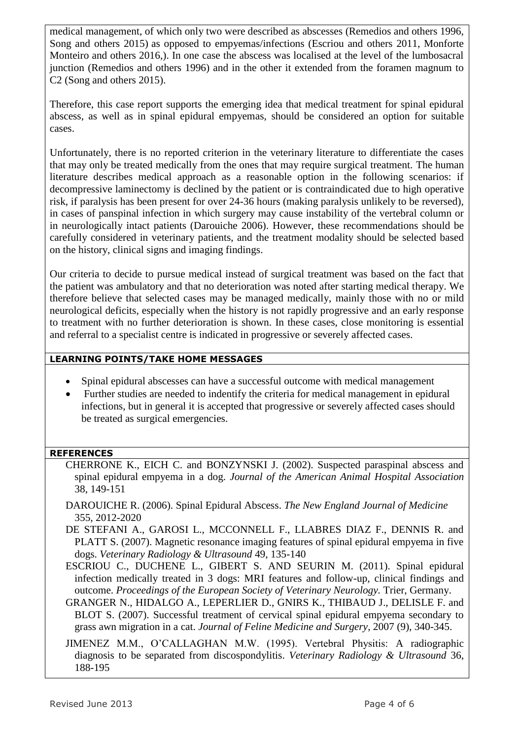medical management, of which only two were described as abscesses (Remedios and others 1996, Song and others 2015) as opposed to empyemas/infections (Escriou and others 2011, Monforte Monteiro and others 2016,). In one case the abscess was localised at the level of the lumbosacral junction (Remedios and others 1996) and in the other it extended from the foramen magnum to C2 (Song and others 2015).

Therefore, this case report supports the emerging idea that medical treatment for spinal epidural abscess, as well as in spinal epidural empyemas, should be considered an option for suitable cases.

Unfortunately, there is no reported criterion in the veterinary literature to differentiate the cases that may only be treated medically from the ones that may require surgical treatment. The human literature describes medical approach as a reasonable option in the following scenarios: if decompressive laminectomy is declined by the patient or is contraindicated due to high operative risk, if paralysis has been present for over 24-36 hours (making paralysis unlikely to be reversed), in cases of panspinal infection in which surgery may cause instability of the vertebral column or in neurologically intact patients (Darouiche 2006). However, these recommendations should be carefully considered in veterinary patients, and the treatment modality should be selected based on the history, clinical signs and imaging findings.

Our criteria to decide to pursue medical instead of surgical treatment was based on the fact that the patient was ambulatory and that no deterioration was noted after starting medical therapy. We therefore believe that selected cases may be managed medically, mainly those with no or mild neurological deficits, especially when the history is not rapidly progressive and an early response to treatment with no further deterioration is shown. In these cases, close monitoring is essential and referral to a specialist centre is indicated in progressive or severely affected cases.

## LEARNING POINTS/TAKE HOME MESSAGES

- Spinal epidural abscesses can have a successful outcome with medical management
- Further studies are needed to indentify the criteria for medical management in epidural infections, but in general it is accepted that progressive or severely affected cases should be treated as surgical emergencies.

## REFERENCES

CHERRONE K., EICH C. and BONZYNSKI J. (2002). Suspected paraspinal abscess and spinal epidural empyema in a dog. *Journal of the American Animal Hospital Association* 38, 149-151

DAROUICHE R. (2006). Spinal Epidural Abscess. *The New England Journal of Medicine* 355, 2012-2020

DE STEFANI A., GAROSI L., MCCONNELL F., LLABRES DIAZ F., DENNIS R. and PLATT S. (2007). Magnetic resonance imaging features of spinal epidural empyema in five dogs. *Veterinary Radiology & Ultrasound* 49, 135-140

ESCRIOU C., DUCHENE L., GIBERT S. AND SEURIN M. (2011). Spinal epidural infection medically treated in 3 dogs: MRI features and follow-up, clinical findings and outcome. *Proceedings of the European Society of Veterinary Neurology.* Trier, Germany.

GRANGER N., HIDALGO A., LEPERLIER D., GNIRS K., THIBAUD J., DELISLE F. and BLOT S. (2007). Successful treatment of cervical spinal epidural empyema secondary to grass awn migration in a cat. *Journal of Feline Medicine and Surgery*, 2007 (9), 340-345.

JIMENEZ M.M., O'CALLAGHAN M.W. (1995). Vertebral Physitis: A radiographic diagnosis to be separated from discospondylitis. *Veterinary Radiology & Ultrasound* 36, 188-195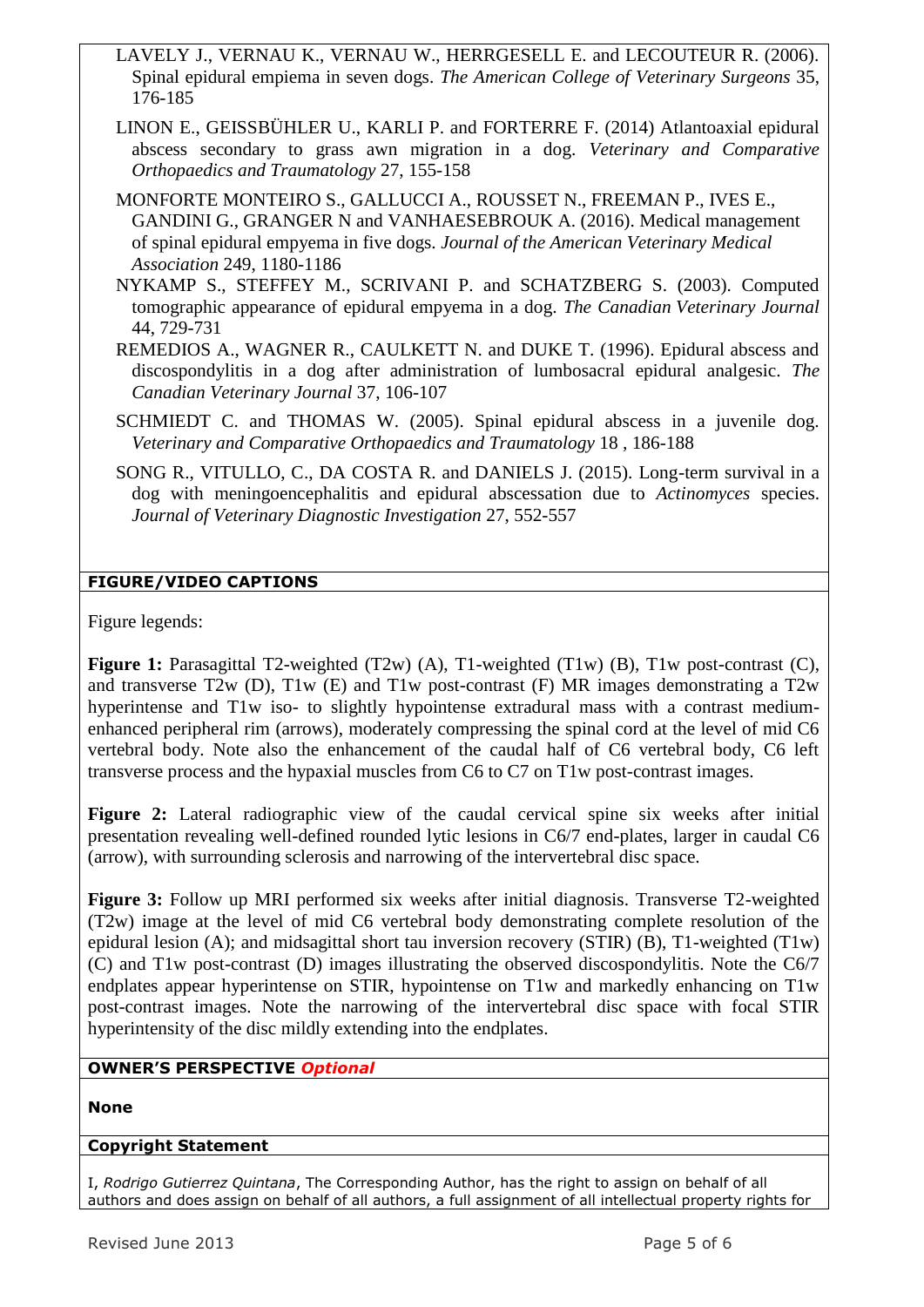LAVELY J., VERNAU K., VERNAU W., HERRGESELL E. and LECOUTEUR R. (2006). Spinal epidural empiema in seven dogs. *The American College of Veterinary Surgeons* 35, 176-185

LINON E., GEISSBÜHLER U., KARLI P. and FORTERRE F. (2014) Atlantoaxial epidural abscess secondary to grass awn migration in a dog. *Veterinary and Comparative Orthopaedics and Traumatology* 27, 155-158

MONFORTE MONTEIRO S., GALLUCCI A., ROUSSET N., FREEMAN P., IVES E., GANDINI G., GRANGER N and VANHAESEBROUK A. (2016). Medical management of spinal epidural empyema in five dogs. *Journal of the American Veterinary Medical Association* 249, 1180-1186

NYKAMP S., STEFFEY M., SCRIVANI P. and SCHATZBERG S. (2003). Computed tomographic appearance of epidural empyema in a dog. *The Canadian Veterinary Journal* 44, 729-731

REMEDIOS A., WAGNER R., CAULKETT N. and DUKE T. (1996). Epidural abscess and discospondylitis in a dog after administration of lumbosacral epidural analgesic. *The Canadian Veterinary Journal* 37, 106-107

SCHMIEDT C. and THOMAS W. (2005). Spinal epidural abscess in a juvenile dog. *Veterinary and Comparative Orthopaedics and Traumatology* 18 , 186-188

SONG R., VITULLO, C., DA COSTA R. and DANIELS J. (2015). Long-term survival in a dog with meningoencephalitis and epidural abscessation due to *Actinomyces* species. *Journal of Veterinary Diagnostic Investigation* 27, 552-557

**FIGURE/VIDEO CAPTIONS**

Figure legends:

**Figure 1:** Parasagittal T2-weighted (T2w) (A), T1-weighted (T1w) (B), T1w post-contrast (C), and transverse T2w (D), T1w (E) and T1w post-contrast (F) MR images demonstrating a T2w hyperintense and T1w iso- to slightly hypointense extradural mass with a contrast medium-enhanced peripheral rim (arrows), moderately compressing the spinal cord at the level of mid C6 vertebral body. Note also the enhancement of the caudal half of C6 vertebral body, C6 left transverse process and the hypaxial muscles from C6 to C7 on T1w post-contrast images.

**Figure 2:** Lateral radiographic view of the caudal cervical spine six weeks after initial presentation revealing well-defined rounded lytic lesions in C6/7 end-plates, larger in caudal C6 (arrow), with surrounding sclerosis and narrowing of the intervertebral disc space.

**Figure 3:** Follow up MRI performed six weeks after initial diagnosis. Transverse T2-weighted (T2w) image at the level of mid C6 vertebral body demonstrating complete resolution of the epidural lesion (A); and midsagittal short tau inversion recovery (STIR) (B), T1-weighted (T1w) (C) and T1w post-contrast (D) images illustrating the observed discospondylitis. Note the C6/7 endplates appear hyperintense on STIR, hypointense on T1w and markedly enhancing on T1w post-contrast images. Note the narrowing of the intervertebral disc space with focal STIR hyperintensity of the disc mildly extending into the endplates.

**OWNER'S PERSPECTIVE** ***Optional***

**None**

**Copyright Statement**

I, *Rodrigo Gutierrez Quintana*, The Corresponding Author, has the right to assign on behalf of all authors and does assign on behalf of all authors, a full assignment of all intellectual property rights for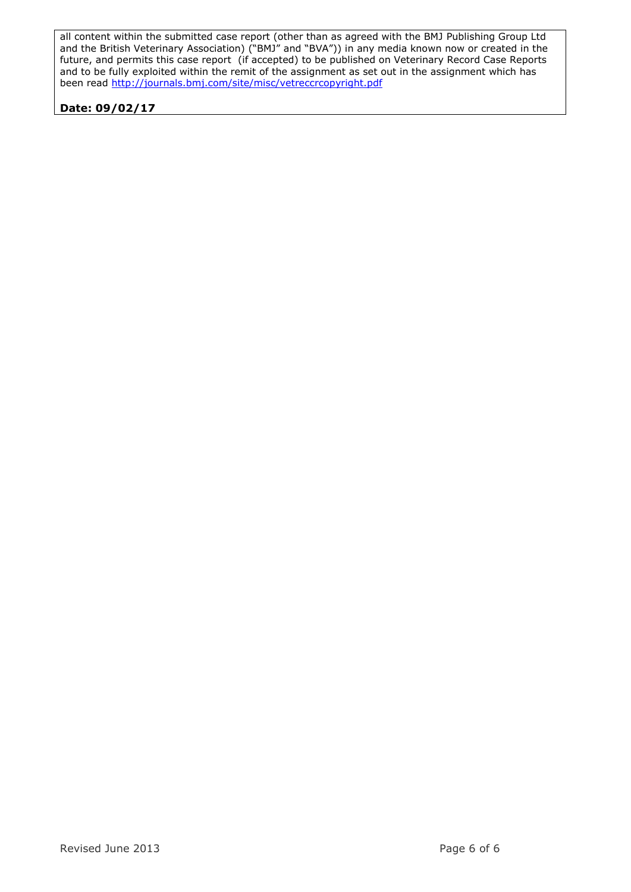all content within the submitted case report (other than as agreed with the BMJ Publishing Group Ltd and the British Veterinary Association) ("BMJ" and "BVA")) in any media known now or created in the future, and permits this case report (if accepted) to be published on Veterinary Record Case Reports and to be fully exploited within the remit of the assignment as set out in the assignment which has been read http://journals.bmj.com/site/misc/vetreccrcopyright.pdf

**Date: 09/02/17**